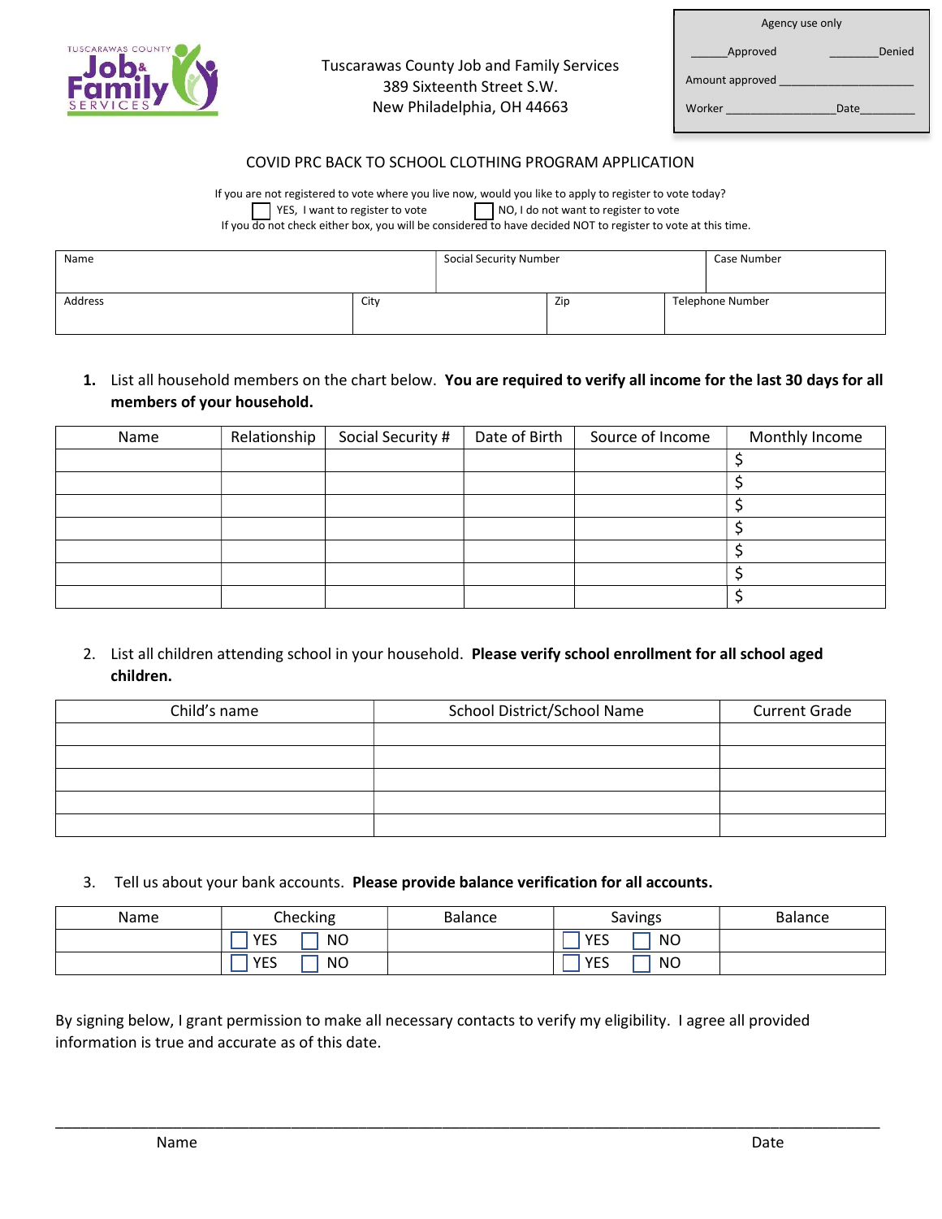Tuscarawas County Job and Family Services
389 Sixteenth Street S.W.
New Philadelphia, OH 44663

| Agency use only | |
|---|---|
| ______Approved | ________Denied |
| Amount approved ____________________ | |
| Worker ________________ | Date_________ |

# COVID PRC BACK TO SCHOOL CLOTHING PROGRAM APPLICATION

If you are not registered to vote where you live now, would you like to apply to register to vote today?

☐ YES, I want to register to vote ☐ NO, I do not want to register to vote

If you do not check either box, you will be considered to have decided NOT to register to vote at this time.

| Name | | Social Security Number | | Case Number |
|---|---|---|---|---|
| | | | | |
| **Address** | **City** | **Zip** | **Telephone Number** | |
| | | | | |

1. List all household members on the chart below. **You are required to verify all income for the last 30 days for all members of your household.**

| Name | Relationship | Social Security # | Date of Birth | Source of Income | Monthly Income |
|---|---|---|---|---|---|
| | | | | | $ |
| | | | | | $ |
| | | | | | $ |
| | | | | | $ |
| | | | | | $ |
| | | | | | $ |
| | | | | | $ |

2. List all children attending school in your household. **Please verify school enrollment for all school aged children.**

| Child's name | School District/School Name | Current Grade |
|---|---|---|
| | | |
| | | |
| | | |
| | | |
| | | |

3. Tell us about your bank accounts. **Please provide balance verification for all accounts.**

| Name | Checking | Balance | Savings | Balance |
|---|---|---|---|---|
| | ☐ YES ☐ NO | | ☐ YES ☐ NO | |
| | ☐ YES ☐ NO | | ☐ YES ☐ NO | |

By signing below, I grant permission to make all necessary contacts to verify my eligibility. I agree all provided information is true and accurate as of this date.

_____________________________________________________________________________________

Name Date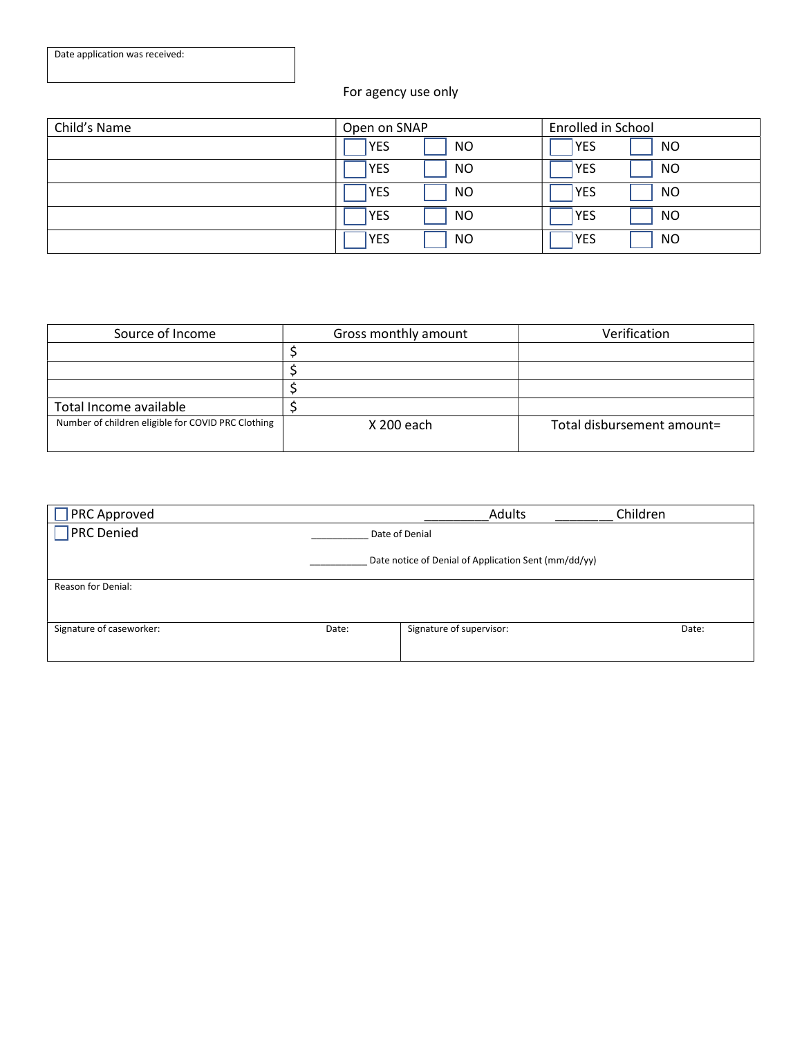| Date application was received: |
|---|
| |

For agency use only

| Child's Name | Open on SNAP | | Enrolled in School | |
|---|---|---|---|---|
| | ☐ YES | ☐ NO | ☐ YES | ☐ NO |
| | ☐ YES | ☐ NO | ☐ YES | ☐ NO |
| | ☐ YES | ☐ NO | ☐ YES | ☐ NO |
| | ☐ YES | ☐ NO | ☐ YES | ☐ NO |
| | ☐ YES | ☐ NO | ☐ YES | ☐ NO |

| Source of Income | Gross monthly amount | Verification |
|---|---|---|
| | $ | |
| | $ | |
| | $ | |
| Total Income available | $ | |
| Number of children eligible for COVID PRC Clothing | X 200 each | Total disbursement amount= |

| | | |
|---|---|---|
| ☐ PRC Approved | _________Adults _______ Children | |
| ☐ PRC Denied | __________ Date of Denial<br><br>__________ Date notice of Denial of Application Sent (mm/dd/yy) | |
| Reason for Denial: | | |
| Signature of caseworker: Date: | Signature of supervisor: Date: | |